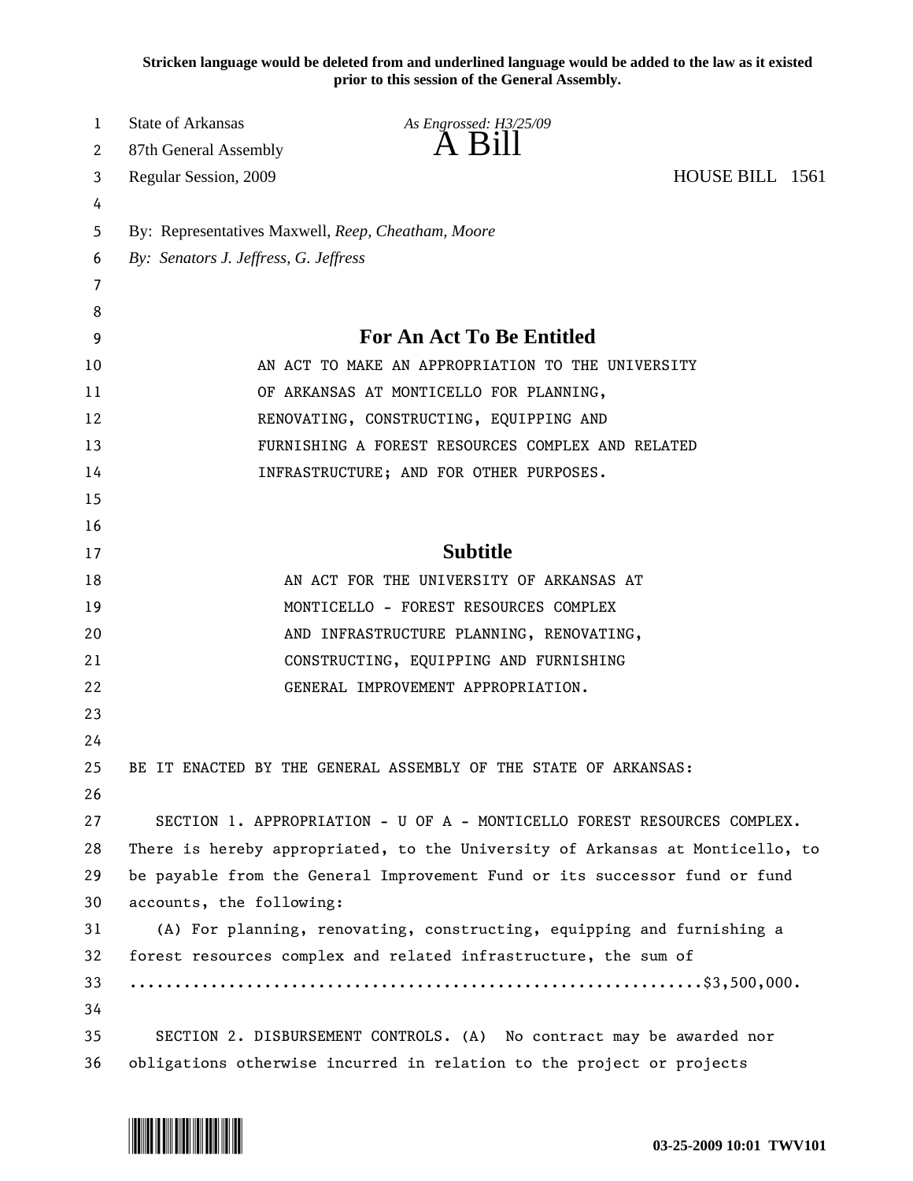**Stricken language would be deleted from and underlined language would be added to the law as it existed prior to this session of the General Assembly.**

State of Arkansas *As Engrossed: H3/25/09*
87th General Assembly

# A Bill

Regular Session, 2009 HOUSE BILL 1561

By: Representatives Maxwell, *Reep, Cheatham, Moore*
*By: Senators J. Jeffress, G. Jeffress*

## For An Act To Be Entitled

AN ACT TO MAKE AN APPROPRIATION TO THE UNIVERSITY OF ARKANSAS AT MONTICELLO FOR PLANNING, RENOVATING, CONSTRUCTING, EQUIPPING AND FURNISHING A FOREST RESOURCES COMPLEX AND RELATED INFRASTRUCTURE; AND FOR OTHER PURPOSES.

## Subtitle

AN ACT FOR THE UNIVERSITY OF ARKANSAS AT MONTICELLO - FOREST RESOURCES COMPLEX AND INFRASTRUCTURE PLANNING, RENOVATING, CONSTRUCTING, EQUIPPING AND FURNISHING GENERAL IMPROVEMENT APPROPRIATION.

BE IT ENACTED BY THE GENERAL ASSEMBLY OF THE STATE OF ARKANSAS:

SECTION 1. APPROPRIATION - U OF A - MONTICELLO FOREST RESOURCES COMPLEX. There is hereby appropriated, to the University of Arkansas at Monticello, to be payable from the General Improvement Fund or its successor fund or fund accounts, the following:

(A) For planning, renovating, constructing, equipping and furnishing a forest resources complex and related infrastructure, the sum of ..............................................................$3,500,000.

SECTION 2. DISBURSEMENT CONTROLS. (A) No contract may be awarded nor obligations otherwise incurred in relation to the project or projects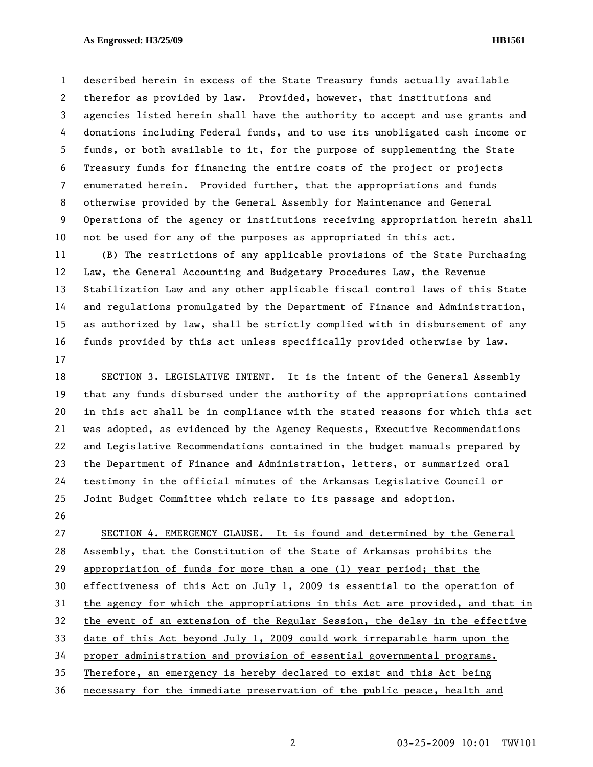described herein in excess of the State Treasury funds actually available therefor as provided by law. Provided, however, that institutions and agencies listed herein shall have the authority to accept and use grants and donations including Federal funds, and to use its unobligated cash income or funds, or both available to it, for the purpose of supplementing the State Treasury funds for financing the entire costs of the project or projects enumerated herein. Provided further, that the appropriations and funds otherwise provided by the General Assembly for Maintenance and General Operations of the agency or institutions receiving appropriation herein shall not be used for any of the purposes as appropriated in this act.

(B) The restrictions of any applicable provisions of the State Purchasing Law, the General Accounting and Budgetary Procedures Law, the Revenue Stabilization Law and any other applicable fiscal control laws of this State and regulations promulgated by the Department of Finance and Administration, as authorized by law, shall be strictly complied with in disbursement of any funds provided by this act unless specifically provided otherwise by law.

SECTION 3. LEGISLATIVE INTENT. It is the intent of the General Assembly that any funds disbursed under the authority of the appropriations contained in this act shall be in compliance with the stated reasons for which this act was adopted, as evidenced by the Agency Requests, Executive Recommendations and Legislative Recommendations contained in the budget manuals prepared by the Department of Finance and Administration, letters, or summarized oral testimony in the official minutes of the Arkansas Legislative Council or Joint Budget Committee which relate to its passage and adoption.

SECTION 4. EMERGENCY CLAUSE. It is found and determined by the General Assembly, that the Constitution of the State of Arkansas prohibits the appropriation of funds for more than a one (1) year period; that the effectiveness of this Act on July 1, 2009 is essential to the operation of the agency for which the appropriations in this Act are provided, and that in the event of an extension of the Regular Session, the delay in the effective date of this Act beyond July 1, 2009 could work irreparable harm upon the proper administration and provision of essential governmental programs. Therefore, an emergency is hereby declared to exist and this Act being necessary for the immediate preservation of the public peace, health and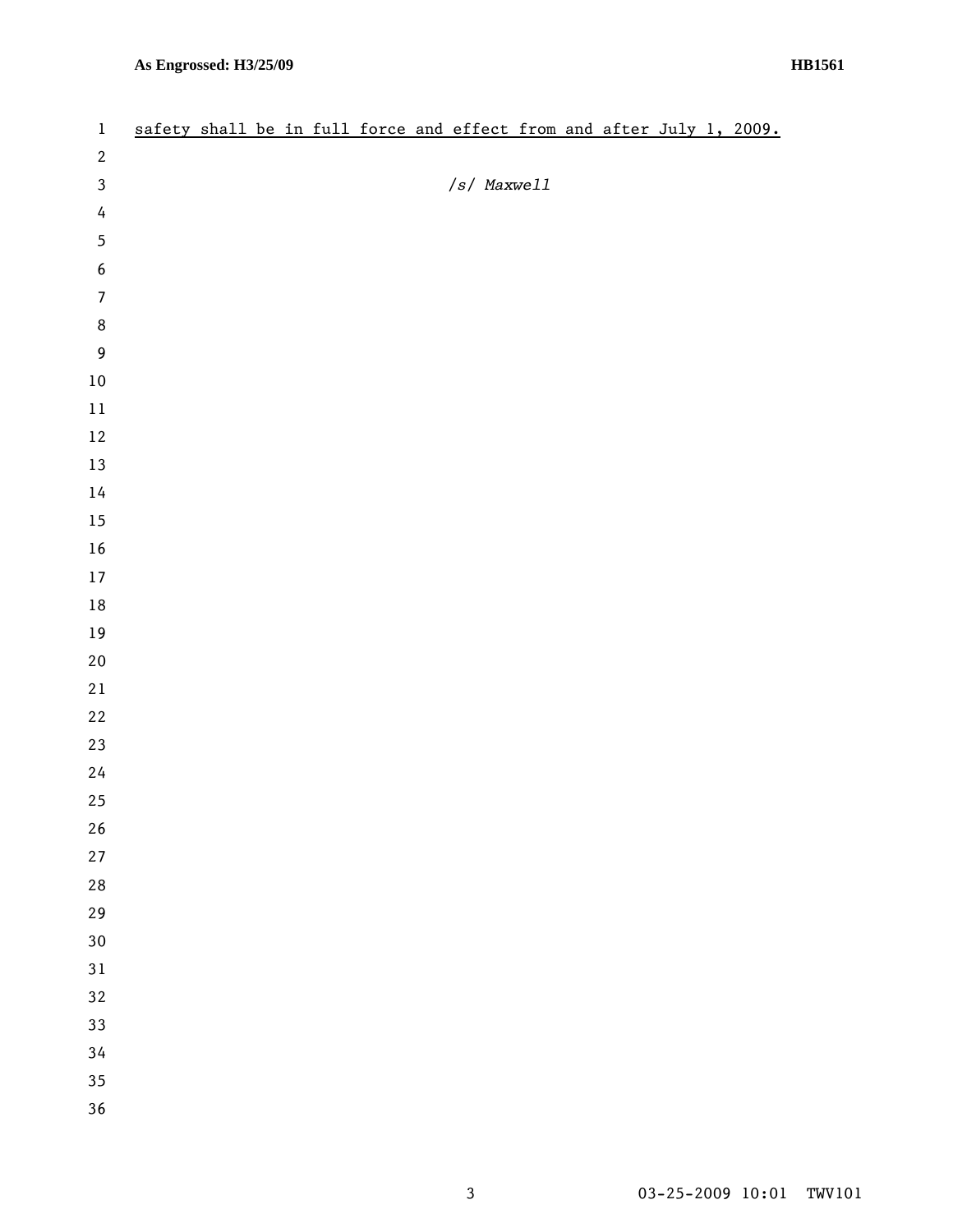safety shall be in full force and effect from and after July 1, 2009.

*/s/ Maxwell*